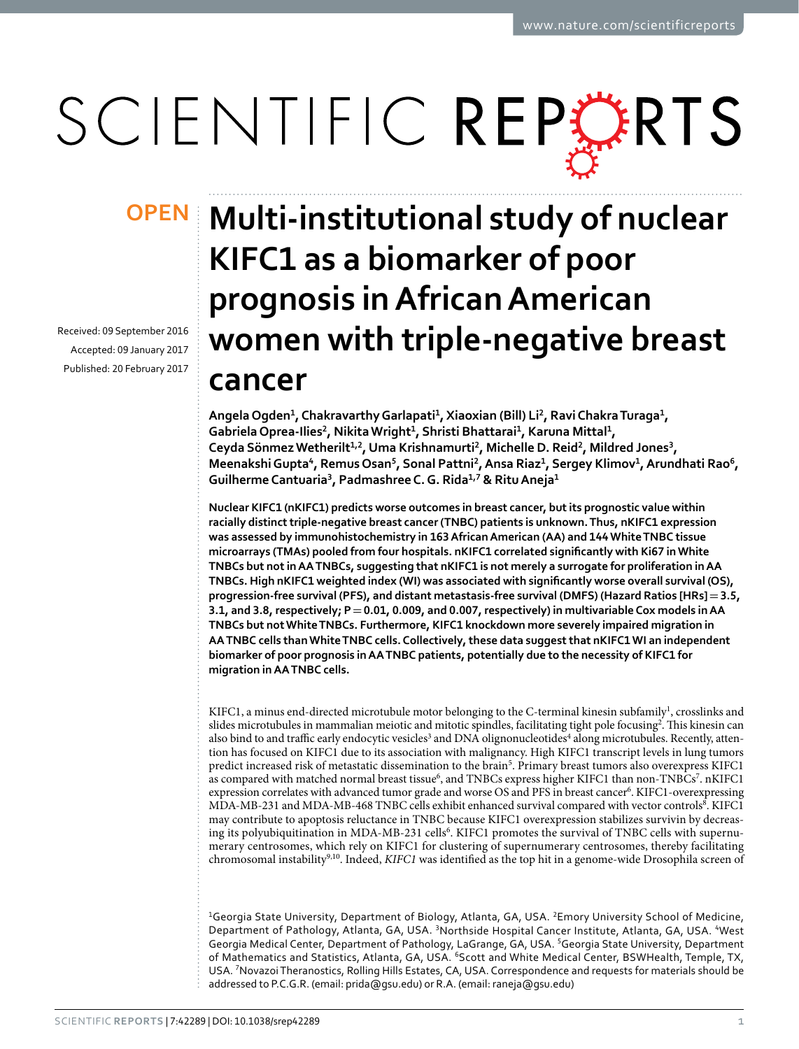OPEN

# Multi-institutional study of nuclear KIFC1 as a biomarker of poor prognosis in African American women with triple-negative breast cancer

Received: 09 September 2016
Accepted: 09 January 2017
Published: 20 February 2017

**Angela Ogden[1], Chakravarthy Garlapati[1], Xiaoxian (Bill) Li[2], Ravi Chakra Turaga[1], Gabriela Oprea-Ilies[2], Nikita Wright[1], Shristi Bhattarai[1], Karuna Mittal[1], Ceyda Sönmez Wetherilt[1,2], Uma Krishnamurti[2], Michelle D. Reid[2], Mildred Jones[3], Meenakshi Gupta[4], Remus Osan[5], Sonal Pattni[2], Ansa Riaz[1], Sergey Klimov[1], Arundhati Rao[6], Guilherme Cantuaria[3], Padmashree C. G. Rida[1,7] & Ritu Aneja[1]**

**Nuclear KIFC1 (nKIFC1) predicts worse outcomes in breast cancer, but its prognostic value within racially distinct triple-negative breast cancer (TNBC) patients is unknown. Thus, nKIFC1 expression was assessed by immunohistochemistry in 163 African American (AA) and 144 White TNBC tissue microarrays (TMAs) pooled from four hospitals. nKIFC1 correlated significantly with Ki67 in White TNBCs but not in AA TNBCs, suggesting that nKIFC1 is not merely a surrogate for proliferation in AA TNBCs. High nKIFC1 weighted index (WI) was associated with significantly worse overall survival (OS), progression-free survival (PFS), and distant metastasis-free survival (DMFS) (Hazard Ratios [HRs] = 3.5, 3.1, and 3.8, respectively; P = 0.01, 0.009, and 0.007, respectively) in multivariable Cox models in AA TNBCs but not White TNBCs. Furthermore, KIFC1 knockdown more severely impaired migration in AA TNBC cells than White TNBC cells. Collectively, these data suggest that nKIFC1 WI an independent biomarker of poor prognosis in AA TNBC patients, potentially due to the necessity of KIFC1 for migration in AA TNBC cells.**

KIFC1, a minus end-directed microtubule motor belonging to the C-terminal kinesin subfamily[1], crosslinks and slides microtubules in mammalian meiotic and mitotic spindles, facilitating tight pole focusing[2]. This kinesin can also bind to and traffic early endocytic vesicles[3] and DNA olignonucleotides[4] along microtubules. Recently, attention has focused on KIFC1 due to its association with malignancy. High KIFC1 transcript levels in lung tumors predict increased risk of metastatic dissemination to the brain[5]. Primary breast tumors also overexpress KIFC1 as compared with matched normal breast tissue[6], and TNBCs express higher KIFC1 than non-TNBCs[7]. nKIFC1 expression correlates with advanced tumor grade and worse OS and PFS in breast cancer[6]. KIFC1-overexpressing MDA-MB-231 and MDA-MB-468 TNBC cells exhibit enhanced survival compared with vector controls[8]. KIFC1 may contribute to apoptosis reluctance in TNBC because KIFC1 overexpression stabilizes survivin by decreasing its polyubiquitination in MDA-MB-231 cells[6]. KIFC1 promotes the survival of TNBC cells with supernumerary centrosomes, which rely on KIFC1 for clustering of supernumerary centrosomes, thereby facilitating chromosomal instability[9,10]. Indeed, *KIFC1* was identified as the top hit in a genome-wide Drosophila screen of

[1]Georgia State University, Department of Biology, Atlanta, GA, USA. [2]Emory University School of Medicine, Department of Pathology, Atlanta, GA, USA. [3]Northside Hospital Cancer Institute, Atlanta, GA, USA. [4]West Georgia Medical Center, Department of Pathology, LaGrange, GA, USA. [5]Georgia State University, Department of Mathematics and Statistics, Atlanta, GA, USA. [6]Scott and White Medical Center, BSWHealth, Temple, TX, USA. [7]Novazoi Theranostics, Rolling Hills Estates, CA, USA. Correspondence and requests for materials should be addressed to P.C.G.R. (email: prida@gsu.edu) or R.A. (email: raneja@gsu.edu)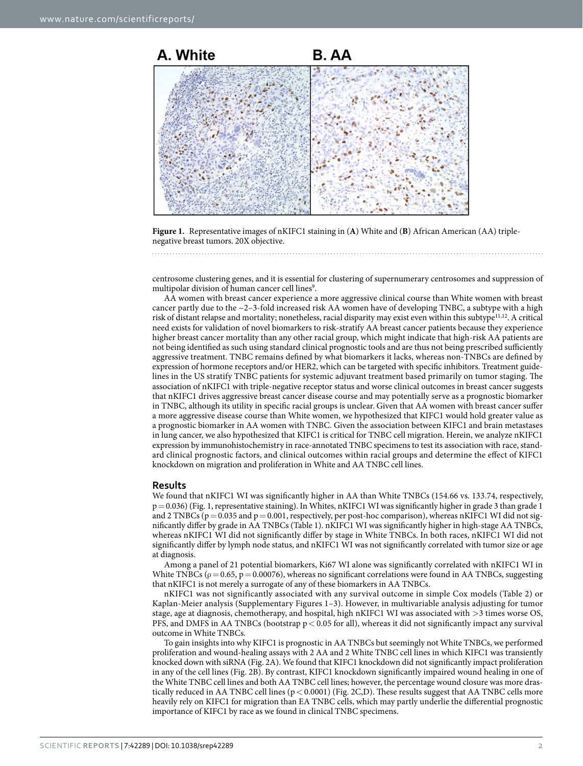**Figure 1.** Representative images of nKIFC1 staining in (**A**) White and (**B**) African American (AA) triple-negative breast tumors. 20X objective.

centrosome clustering genes, and it is essential for clustering of supernumerary centrosomes and suppression of multipolar division of human cancer cell lines[9].

AA women with breast cancer experience a more aggressive clinical course than White women with breast cancer partly due to the ~2–3-fold increased risk AA women have of developing TNBC, a subtype with a high risk of distant relapse and mortality; nonetheless, racial disparity may exist even within this subtype[11,12]. A critical need exists for validation of novel biomarkers to risk-stratify AA breast cancer patients because they experience higher breast cancer mortality than any other racial group, which might indicate that high-risk AA patients are not being identified as such using standard clinical prognostic tools and are thus not being prescribed sufficiently aggressive treatment. TNBC remains defined by what biomarkers it lacks, whereas non-TNBCs are defined by expression of hormone receptors and/or HER2, which can be targeted with specific inhibitors. Treatment guidelines in the US stratify TNBC patients for systemic adjuvant treatment based primarily on tumor staging. The association of nKIFC1 with triple-negative receptor status and worse clinical outcomes in breast cancer suggests that nKIFC1 drives aggressive breast cancer disease course and may potentially serve as a prognostic biomarker in TNBC, although its utility in specific racial groups is unclear. Given that AA women with breast cancer suffer a more aggressive disease course than White women, we hypothesized that KIFC1 would hold greater value as a prognostic biomarker in AA women with TNBC. Given the association between KIFC1 and brain metastases in lung cancer, we also hypothesized that KIFC1 is critical for TNBC cell migration. Herein, we analyze nKIFC1 expression by immunohistochemistry in race-annotated TNBC specimens to test its association with race, standard clinical prognostic factors, and clinical outcomes within racial groups and determine the effect of KIFC1 knockdown on migration and proliferation in White and AA TNBC cell lines.

## Results

We found that nKIFC1 WI was significantly higher in AA than White TNBCs (154.66 vs. 133.74, respectively, $p = 0.036$) (Fig. 1, representative staining). In Whites, nKIFC1 WI was significantly higher in grade 3 than grade 1 and 2 TNBCs ($p = 0.035$ and $p = 0.001$, respectively, per post-hoc comparison), whereas nKIFC1 WI did not significantly differ by grade in AA TNBCs (Table 1). nKIFC1 WI was significantly higher in high-stage AA TNBCs, whereas nKIFC1 WI did not significantly differ by stage in White TNBCs. In both races, nKIFC1 WI did not significantly differ by lymph node status, and nKIFC1 WI was not significantly correlated with tumor size or age at diagnosis.

Among a panel of 21 potential biomarkers, Ki67 WI alone was significantly correlated with nKIFC1 WI in White TNBCs ($\rho = 0.65$, $p = 0.00076$), whereas no significant correlations were found in AA TNBCs, suggesting that nKIFC1 is not merely a surrogate of any of these biomarkers in AA TNBCs.

nKIFC1 was not significantly associated with any survival outcome in simple Cox models (Table 2) or Kaplan-Meier analysis (Supplementary Figures 1–3). However, in multivariable analysis adjusting for tumor stage, age at diagnosis, chemotherapy, and hospital, high nKIFC1 WI was associated with >3 times worse OS, PFS, and DMFS in AA TNBCs (bootstrap $p < 0.05$ for all), whereas it did not significantly impact any survival outcome in White TNBCs.

To gain insights into why KIFC1 is prognostic in AA TNBCs but seemingly not White TNBCs, we performed proliferation and wound-healing assays with 2 AA and 2 White TNBC cell lines in which KIFC1 was transiently knocked down with siRNA (Fig. 2A). We found that KIFC1 knockdown did not significantly impact proliferation in any of the cell lines (Fig. 2B). By contrast, KIFC1 knockdown significantly impaired wound healing in one of the White TNBC cell lines and both AA TNBC cell lines; however, the percentage wound closure was more drastically reduced in AA TNBC cell lines ($p < 0.0001$) (Fig. 2C,D). These results suggest that AA TNBC cells more heavily rely on KIFC1 for migration than EA TNBC cells, which may partly underlie the differential prognostic importance of KIFC1 by race as we found in clinical TNBC specimens.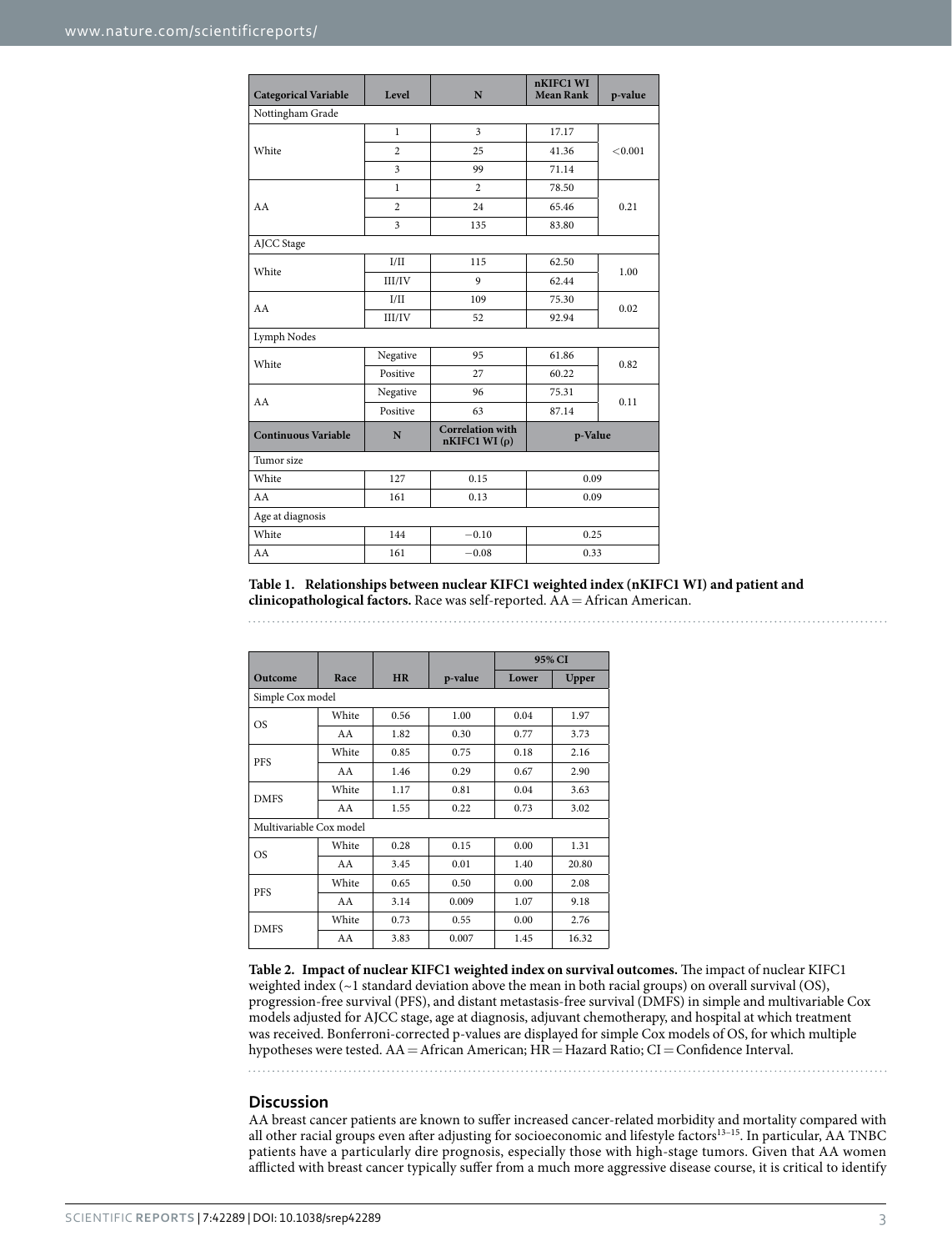| Categorical Variable | Level | N | nKIFC1 WI Mean Rank | p-value |
|---|---|---|---|---|
| Nottingham Grade | | | | |
| White | 1 | 3 | 17.17 | <0.001 |
| | 2 | 25 | 41.36 | |
| | 3 | 99 | 71.14 | |
| AA | 1 | 2 | 78.50 | 0.21 |
| | 2 | 24 | 65.46 | |
| | 3 | 135 | 83.80 | |
| AJCC Stage | | | | |
| White | I/II | 115 | 62.50 | 1.00 |
| | III/IV | 9 | 62.44 | |
| AA | I/II | 109 | 75.30 | 0.02 |
| | III/IV | 52 | 92.94 | |
| Lymph Nodes | | | | |
| White | Negative | 95 | 61.86 | 0.82 |
| | Positive | 27 | 60.22 | |
| AA | Negative | 96 | 75.31 | 0.11 |
| | Positive | 63 | 87.14 | |
| **Continuous Variable** | **N** | **Correlation with nKIFC1 WI (ρ)** | **p-Value** | |
| Tumor size | | | | |
| White | 127 | 0.15 | 0.09 | |
| AA | 161 | 0.13 | 0.09 | |
| Age at diagnosis | | | | |
| White | 144 | −0.10 | 0.25 | |
| AA | 161 | −0.08 | 0.33 | |

**Table 1. Relationships between nuclear KIFC1 weighted index (nKIFC1 WI) and patient and clinicopathological factors.** Race was self-reported. AA = African American.

| Outcome | Race | HR | p-value | 95% CI | |
|---|---|---|---|---|---|
| | | | | Lower | Upper |
| Simple Cox model | | | | | |
| OS | White | 0.56 | 1.00 | 0.04 | 1.97 |
| | AA | 1.82 | 0.30 | 0.77 | 3.73 |
| PFS | White | 0.85 | 0.75 | 0.18 | 2.16 |
| | AA | 1.46 | 0.29 | 0.67 | 2.90 |
| DMFS | White | 1.17 | 0.81 | 0.04 | 3.63 |
| | AA | 1.55 | 0.22 | 0.73 | 3.02 |
| Multivariable Cox model | | | | | |
| OS | White | 0.28 | 0.15 | 0.00 | 1.31 |
| | AA | 3.45 | 0.01 | 1.40 | 20.80 |
| PFS | White | 0.65 | 0.50 | 0.00 | 2.08 |
| | AA | 3.14 | 0.009 | 1.07 | 9.18 |
| DMFS | White | 0.73 | 0.55 | 0.00 | 2.76 |
| | AA | 3.83 | 0.007 | 1.45 | 16.32 |

**Table 2. Impact of nuclear KIFC1 weighted index on survival outcomes.** The impact of nuclear KIFC1 weighted index (~1 standard deviation above the mean in both racial groups) on overall survival (OS), progression-free survival (PFS), and distant metastasis-free survival (DMFS) in simple and multivariable Cox models adjusted for AJCC stage, age at diagnosis, adjuvant chemotherapy, and hospital at which treatment was received. Bonferroni-corrected p-values are displayed for simple Cox models of OS, for which multiple hypotheses were tested. AA = African American; HR = Hazard Ratio; CI = Confidence Interval.

## Discussion

AA breast cancer patients are known to suffer increased cancer-related morbidity and mortality compared with all other racial groups even after adjusting for socioeconomic and lifestyle factors[13–15]. In particular, AA TNBC patients have a particularly dire prognosis, especially those with high-stage tumors. Given that AA women afflicted with breast cancer typically suffer from a much more aggressive disease course, it is critical to identify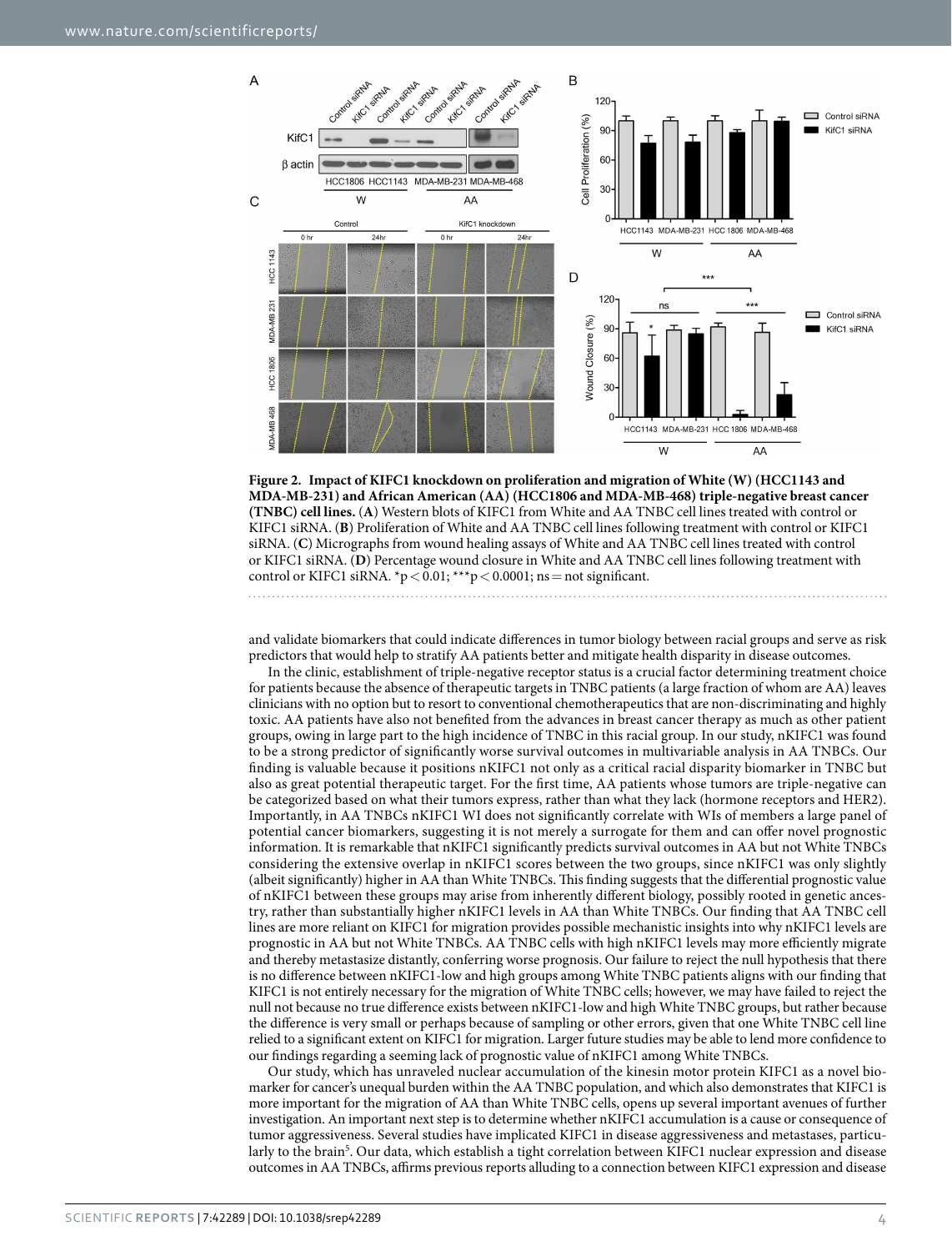**Figure 2. Impact of KIFC1 knockdown on proliferation and migration of White (W) (HCC1143 and MDA-MB-231) and African American (AA) (HCC1806 and MDA-MB-468) triple-negative breast cancer (TNBC) cell lines.** (**A**) Western blots of KIFC1 from White and AA TNBC cell lines treated with control or KIFC1 siRNA. (**B**) Proliferation of White and AA TNBC cell lines following treatment with control or KIFC1 siRNA. (**C**) Micrographs from wound healing assays of White and AA TNBC cell lines treated with control or KIFC1 siRNA. (**D**) Percentage wound closure in White and AA TNBC cell lines following treatment with control or KIFC1 siRNA. \*$p < 0.01$; \*\*\*$p < 0.0001$; ns = not significant.

and validate biomarkers that could indicate differences in tumor biology between racial groups and serve as risk predictors that would help to stratify AA patients better and mitigate health disparity in disease outcomes.

In the clinic, establishment of triple-negative receptor status is a crucial factor determining treatment choice for patients because the absence of therapeutic targets in TNBC patients (a large fraction of whom are AA) leaves clinicians with no option but to resort to conventional chemotherapeutics that are non-discriminating and highly toxic. AA patients have also not benefited from the advances in breast cancer therapy as much as other patient groups, owing in large part to the high incidence of TNBC in this racial group. In our study, nKIFC1 was found to be a strong predictor of significantly worse survival outcomes in multivariable analysis in AA TNBCs. Our finding is valuable because it positions nKIFC1 not only as a critical racial disparity biomarker in TNBC but also as great potential therapeutic target. For the first time, AA patients whose tumors are triple-negative can be categorized based on what their tumors express, rather than what they lack (hormone receptors and HER2). Importantly, in AA TNBCs nKIFC1 WI does not significantly correlate with WIs of members a large panel of potential cancer biomarkers, suggesting it is not merely a surrogate for them and can offer novel prognostic information. It is remarkable that nKIFC1 significantly predicts survival outcomes in AA but not White TNBCs considering the extensive overlap in nKIFC1 scores between the two groups, since nKIFC1 was only slightly (albeit significantly) higher in AA than White TNBCs. This finding suggests that the differential prognostic value of nKIFC1 between these groups may arise from inherently different biology, possibly rooted in genetic ancestry, rather than substantially higher nKIFC1 levels in AA than White TNBCs. Our finding that AA TNBC cell lines are more reliant on KIFC1 for migration provides possible mechanistic insights into why nKIFC1 levels are prognostic in AA but not White TNBCs. AA TNBC cells with high nKIFC1 levels may more efficiently migrate and thereby metastasize distantly, conferring worse prognosis. Our failure to reject the null hypothesis that there is no difference between nKIFC1-low and high groups among White TNBC patients aligns with our finding that KIFC1 is not entirely necessary for the migration of White TNBC cells; however, we may have failed to reject the null not because no true difference exists between nKIFC1-low and high White TNBC groups, but rather because the difference is very small or perhaps because of sampling or other errors, given that one White TNBC cell line relied to a significant extent on KIFC1 for migration. Larger future studies may be able to lend more confidence to our findings regarding a seeming lack of prognostic value of nKIFC1 among White TNBCs.

Our study, which has unraveled nuclear accumulation of the kinesin motor protein KIFC1 as a novel biomarker for cancer's unequal burden within the AA TNBC population, and which also demonstrates that KIFC1 is more important for the migration of AA than White TNBC cells, opens up several important avenues of further investigation. An important next step is to determine whether nKIFC1 accumulation is a cause or consequence of tumor aggressiveness. Several studies have implicated KIFC1 in disease aggressiveness and metastases, particularly to the brain[5]. Our data, which establish a tight correlation between KIFC1 nuclear expression and disease outcomes in AA TNBCs, affirms previous reports alluding to a connection between KIFC1 expression and disease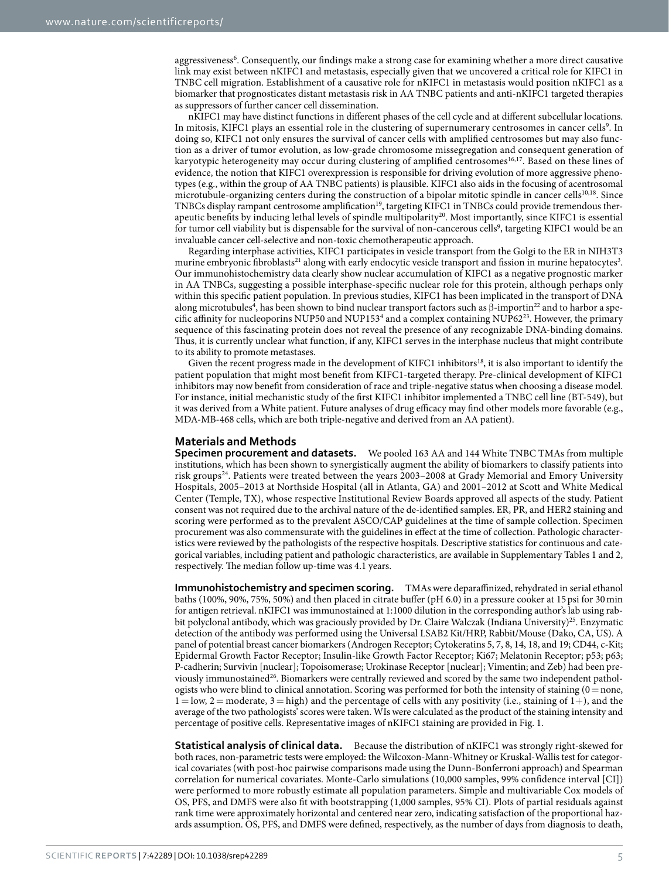aggressiveness[6]. Consequently, our findings make a strong case for examining whether a more direct causative link may exist between nKIFC1 and metastasis, especially given that we uncovered a critical role for KIFC1 in TNBC cell migration. Establishment of a causative role for nKIFC1 in metastasis would position nKIFC1 as a biomarker that prognosticates distant metastasis risk in AA TNBC patients and anti-nKIFC1 targeted therapies as suppressors of further cancer cell dissemination.

nKIFC1 may have distinct functions in different phases of the cell cycle and at different subcellular locations. In mitosis, KIFC1 plays an essential role in the clustering of supernumerary centrosomes in cancer cells[9]. In doing so, KIFC1 not only ensures the survival of cancer cells with amplified centrosomes but may also function as a driver of tumor evolution, as low-grade chromosome missegregation and consequent generation of karyotypic heterogeneity may occur during clustering of amplified centrosomes[16,17]. Based on these lines of evidence, the notion that KIFC1 overexpression is responsible for driving evolution of more aggressive phenotypes (e.g., within the group of AA TNBC patients) is plausible. KIFC1 also aids in the focusing of acentrosomal microtubule-organizing centers during the construction of a bipolar mitotic spindle in cancer cells[10,18]. Since TNBCs display rampant centrosome amplification[19], targeting KIFC1 in TNBCs could provide tremendous therapeutic benefits by inducing lethal levels of spindle multipolarity[20]. Most importantly, since KIFC1 is essential for tumor cell viability but is dispensable for the survival of non-cancerous cells[9], targeting KIFC1 would be an invaluable cancer cell-selective and non-toxic chemotherapeutic approach.

Regarding interphase activities, KIFC1 participates in vesicle transport from the Golgi to the ER in NIH3T3 murine embryonic fibroblasts[21] along with early endocytic vesicle transport and fission in murine hepatocytes[3]. Our immunohistochemistry data clearly show nuclear accumulation of KIFC1 as a negative prognostic marker in AA TNBCs, suggesting a possible interphase-specific nuclear role for this protein, although perhaps only within this specific patient population. In previous studies, KIFC1 has been implicated in the transport of DNA along microtubules[4], has been shown to bind nuclear transport factors such as β-importin[22] and to harbor a specific affinity for nucleoporins NUP50 and NUP153[4] and a complex containing NUP62[23]. However, the primary sequence of this fascinating protein does not reveal the presence of any recognizable DNA-binding domains. Thus, it is currently unclear what function, if any, KIFC1 serves in the interphase nucleus that might contribute to its ability to promote metastases.

Given the recent progress made in the development of KIFC1 inhibitors[18], it is also important to identify the patient population that might most benefit from KIFC1-targeted therapy. Pre-clinical development of KIFC1 inhibitors may now benefit from consideration of race and triple-negative status when choosing a disease model. For instance, initial mechanistic study of the first KIFC1 inhibitor implemented a TNBC cell line (BT-549), but it was derived from a White patient. Future analyses of drug efficacy may find other models more favorable (e.g., MDA-MB-468 cells, which are both triple-negative and derived from an AA patient).

## Materials and Methods

**Specimen procurement and datasets.** We pooled 163 AA and 144 White TNBC TMAs from multiple institutions, which has been shown to synergistically augment the ability of biomarkers to classify patients into risk groups[24]. Patients were treated between the years 2003–2008 at Grady Memorial and Emory University Hospitals, 2005–2013 at Northside Hospital (all in Atlanta, GA) and 2001–2012 at Scott and White Medical Center (Temple, TX), whose respective Institutional Review Boards approved all aspects of the study. Patient consent was not required due to the archival nature of the de-identified samples. ER, PR, and HER2 staining and scoring were performed as to the prevalent ASCO/CAP guidelines at the time of sample collection. Specimen procurement was also commensurate with the guidelines in effect at the time of collection. Pathologic characteristics were reviewed by the pathologists of the respective hospitals. Descriptive statistics for continuous and categorical variables, including patient and pathologic characteristics, are available in Supplementary Tables 1 and 2, respectively. The median follow up-time was 4.1 years.

**Immunohistochemistry and specimen scoring.** TMAs were deparaffinized, rehydrated in serial ethanol baths (100%, 90%, 75%, 50%) and then placed in citrate buffer (pH 6.0) in a pressure cooker at 15 psi for 30 min for antigen retrieval. nKIFC1 was immunostained at 1:1000 dilution in the corresponding author's lab using rabbit polyclonal antibody, which was graciously provided by Dr. Claire Walczak (Indiana University)[25]. Enzymatic detection of the antibody was performed using the Universal LSAB2 Kit/HRP, Rabbit/Mouse (Dako, CA, US). A panel of potential breast cancer biomarkers (Androgen Receptor; Cytokeratins 5, 7, 8, 14, 18, and 19; CD44, c-Kit; Epidermal Growth Factor Receptor; Insulin-like Growth Factor Receptor; Ki67; Melatonin Receptor; p53; p63; P-cadherin; Survivin [nuclear]; Topoisomerase; Urokinase Receptor [nuclear]; Vimentin; and Zeb) had been previously immunostained[26]. Biomarkers were centrally reviewed and scored by the same two independent pathologists who were blind to clinical annotation. Scoring was performed for both the intensity of staining (0 = none, 1 = low, 2 = moderate, 3 = high) and the percentage of cells with any positivity (i.e., staining of 1+), and the average of the two pathologists' scores were taken. WIs were calculated as the product of the staining intensity and percentage of positive cells. Representative images of nKIFC1 staining are provided in Fig. 1.

**Statistical analysis of clinical data.** Because the distribution of nKIFC1 was strongly right-skewed for both races, non-parametric tests were employed: the Wilcoxon-Mann-Whitney or Kruskal-Wallis test for categorical covariates (with post-hoc pairwise comparisons made using the Dunn-Bonferroni approach) and Spearman correlation for numerical covariates. Monte-Carlo simulations (10,000 samples, 99% confidence interval [CI]) were performed to more robustly estimate all population parameters. Simple and multivariable Cox models of OS, PFS, and DMFS were also fit with bootstrapping (1,000 samples, 95% CI). Plots of partial residuals against rank time were approximately horizontal and centered near zero, indicating satisfaction of the proportional hazards assumption. OS, PFS, and DMFS were defined, respectively, as the number of days from diagnosis to death,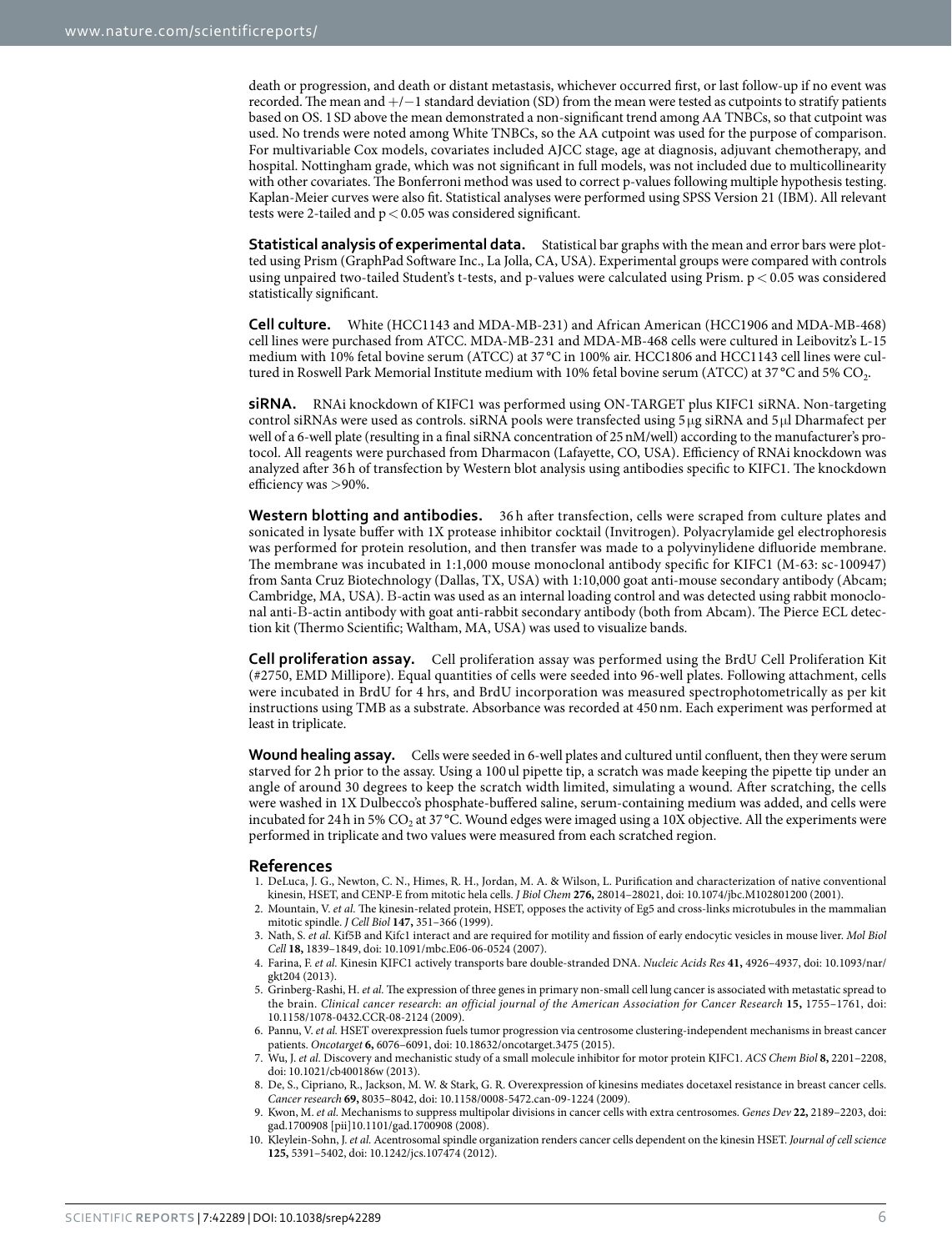death or progression, and death or distant metastasis, whichever occurred first, or last follow-up if no event was recorded. The mean and +/−1 standard deviation (SD) from the mean were tested as cutpoints to stratify patients based on OS. 1 SD above the mean demonstrated a non-significant trend among AA TNBCs, so that cutpoint was used. No trends were noted among White TNBCs, so the AA cutpoint was used for the purpose of comparison. For multivariable Cox models, covariates included AJCC stage, age at diagnosis, adjuvant chemotherapy, and hospital. Nottingham grade, which was not significant in full models, was not included due to multicollinearity with other covariates. The Bonferroni method was used to correct p-values following multiple hypothesis testing. Kaplan-Meier curves were also fit. Statistical analyses were performed using SPSS Version 21 (IBM). All relevant tests were 2-tailed and $p < 0.05$ was considered significant.

**Statistical analysis of experimental data.** Statistical bar graphs with the mean and error bars were plotted using Prism (GraphPad Software Inc., La Jolla, CA, USA). Experimental groups were compared with controls using unpaired two-tailed Student's t-tests, and p-values were calculated using Prism. $p < 0.05$ was considered statistically significant.

**Cell culture.** White (HCC1143 and MDA-MB-231) and African American (HCC1906 and MDA-MB-468) cell lines were purchased from ATCC. MDA-MB-231 and MDA-MB-468 cells were cultured in Leibovitz's L-15 medium with 10% fetal bovine serum (ATCC) at 37 °C in 100% air. HCC1806 and HCC1143 cell lines were cultured in Roswell Park Memorial Institute medium with 10% fetal bovine serum (ATCC) at 37 °C and 5% $CO_2$.

**siRNA.** RNAi knockdown of KIFC1 was performed using ON-TARGET plus KIFC1 siRNA. Non-targeting control siRNAs were used as controls. siRNA pools were transfected using 5 μg siRNA and 5 μl Dharmafect per well of a 6-well plate (resulting in a final siRNA concentration of 25 nM/well) according to the manufacturer's protocol. All reagents were purchased from Dharmacon (Lafayette, CO, USA). Efficiency of RNAi knockdown was analyzed after 36 h of transfection by Western blot analysis using antibodies specific to KIFC1. The knockdown efficiency was >90%.

**Western blotting and antibodies.** 36 h after transfection, cells were scraped from culture plates and sonicated in lysate buffer with 1X protease inhibitor cocktail (Invitrogen). Polyacrylamide gel electrophoresis was performed for protein resolution, and then transfer was made to a polyvinylidene difluoride membrane. The membrane was incubated in 1:1,000 mouse monoclonal antibody specific for KIFC1 (M-63: sc-100947) from Santa Cruz Biotechnology (Dallas, TX, USA) with 1:10,000 goat anti-mouse secondary antibody (Abcam; Cambridge, MA, USA). B-actin was used as an internal loading control and was detected using rabbit monoclonal anti-B-actin antibody with goat anti-rabbit secondary antibody (both from Abcam). The Pierce ECL detection kit (Thermo Scientific; Waltham, MA, USA) was used to visualize bands.

**Cell proliferation assay.** Cell proliferation assay was performed using the BrdU Cell Proliferation Kit (#2750, EMD Millipore). Equal quantities of cells were seeded into 96-well plates. Following attachment, cells were incubated in BrdU for 4 hrs, and BrdU incorporation was measured spectrophotometrically as per kit instructions using TMB as a substrate. Absorbance was recorded at 450 nm. Each experiment was performed at least in triplicate.

**Wound healing assay.** Cells were seeded in 6-well plates and cultured until confluent, then they were serum starved for 2 h prior to the assay. Using a 100 ul pipette tip, a scratch was made keeping the pipette tip under an angle of around 30 degrees to keep the scratch width limited, simulating a wound. After scratching, the cells were washed in 1X Dulbecco's phosphate-buffered saline, serum-containing medium was added, and cells were incubated for 24 h in 5% $CO_2$ at 37 °C. Wound edges were imaged using a 10X objective. All the experiments were performed in triplicate and two values were measured from each scratched region.

## References

1. DeLuca, J. G., Newton, C. N., Himes, R. H., Jordan, M. A. & Wilson, L. Purification and characterization of native conventional kinesin, HSET, and CENP-E from mitotic hela cells. *J Biol Chem* **276,** 28014–28021, doi: 10.1074/jbc.M102801200 (2001).
2. Mountain, V. *et al.* The kinesin-related protein, HSET, opposes the activity of Eg5 and cross-links microtubules in the mammalian mitotic spindle. *J Cell Biol* **147,** 351–366 (1999).
3. Nath, S. *et al.* Kif5B and Kifc1 interact and are required for motility and fission of early endocytic vesicles in mouse liver. *Mol Biol Cell* **18,** 1839–1849, doi: 10.1091/mbc.E06-06-0524 (2007).
4. Farina, F. *et al.* Kinesin KIFC1 actively transports bare double-stranded DNA. *Nucleic Acids Res* **41,** 4926–4937, doi: 10.1093/nar/gkt204 (2013).
5. Grinberg-Rashi, H. *et al.* The expression of three genes in primary non-small cell lung cancer is associated with metastatic spread to the brain. *Clinical cancer research: an official journal of the American Association for Cancer Research* **15,** 1755–1761, doi: 10.1158/1078-0432.CCR-08-2124 (2009).
6. Pannu, V. *et al.* HSET overexpression fuels tumor progression via centrosome clustering-independent mechanisms in breast cancer patients. *Oncotarget* **6,** 6076–6091, doi: 10.18632/oncotarget.3475 (2015).
7. Wu, J. *et al.* Discovery and mechanistic study of a small molecule inhibitor for motor protein KIFC1. *ACS Chem Biol* **8,** 2201–2208, doi: 10.1021/cb400186w (2013).
8. De, S., Cipriano, R., Jackson, M. W. & Stark, G. R. Overexpression of kinesins mediates docetaxel resistance in breast cancer cells. *Cancer research* **69,** 8035–8042, doi: 10.1158/0008-5472.can-09-1224 (2009).
9. Kwon, M. *et al.* Mechanisms to suppress multipolar divisions in cancer cells with extra centrosomes. *Genes Dev* **22,** 2189–2203, doi: gad.1700908 [pii]10.1101/gad.1700908 (2008).
10. Kleylein-Sohn, J. *et al.* Acentrosomal spindle organization renders cancer cells dependent on the kinesin HSET. *Journal of cell science* **125,** 5391–5402, doi: 10.1242/jcs.107474 (2012).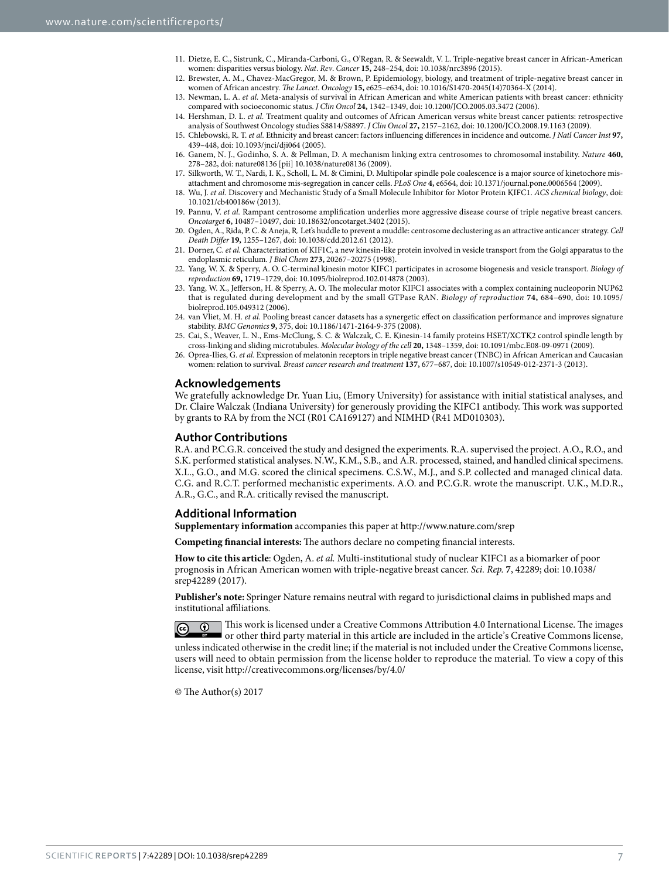11. Dietze, E. C., Sistrunk, C., Miranda-Carboni, G., O'Regan, R. & Seewaldt, V. L. Triple-negative breast cancer in African-American women: disparities versus biology. *Nat. Rev. Cancer* **15,** 248–254, doi: 10.1038/nrc3896 (2015).
12. Brewster, A. M., Chavez-MacGregor, M. & Brown, P. Epidemiology, biology, and treatment of triple-negative breast cancer in women of African ancestry. *The Lancet. Oncology* **15,** e625–e634, doi: 10.1016/S1470-2045(14)70364-X (2014).
13. Newman, L. A. *et al.* Meta-analysis of survival in African American and white American patients with breast cancer: ethnicity compared with socioeconomic status. *J Clin Oncol* **24,** 1342–1349, doi: 10.1200/JCO.2005.03.3472 (2006).
14. Hershman, D. L. *et al.* Treatment quality and outcomes of African American versus white breast cancer patients: retrospective analysis of Southwest Oncology studies S8814/S8897. *J Clin Oncol* **27,** 2157–2162, doi: 10.1200/JCO.2008.19.1163 (2009).
15. Chlebowski, R. T. *et al.* Ethnicity and breast cancer: factors influencing differences in incidence and outcome. *J Natl Cancer Inst* **97,** 439–448, doi: 10.1093/jnci/dji064 (2005).
16. Ganem, N. J., Godinho, S. A. & Pellman, D. A mechanism linking extra centrosomes to chromosomal instability. *Nature* **460,** 278–282, doi: nature08136 [pii] 10.1038/nature08136 (2009).
17. Silkworth, W. T., Nardi, I. K., Scholl, L. M. & Cimini, D. Multipolar spindle pole coalescence is a major source of kinetochore mis-attachment and chromosome mis-segregation in cancer cells. *PLoS One* **4,** e6564, doi: 10.1371/journal.pone.0006564 (2009).
18. Wu, J. *et al.* Discovery and Mechanistic Study of a Small Molecule Inhibitor for Motor Protein KIFC1. *ACS chemical biology*, doi: 10.1021/cb400186w (2013).
19. Pannu, V. *et al.* Rampant centrosome amplification underlies more aggressive disease course of triple negative breast cancers. *Oncotarget* **6,** 10487–10497, doi: 10.18632/oncotarget.3402 (2015).
20. Ogden, A., Rida, P. C. & Aneja, R. Let's huddle to prevent a muddle: centrosome declustering as an attractive anticancer strategy. *Cell Death Differ* **19,** 1255–1267, doi: 10.1038/cdd.2012.61 (2012).
21. Dorner, C. *et al.* Characterization of KIF1C, a new kinesin-like protein involved in vesicle transport from the Golgi apparatus to the endoplasmic reticulum. *J Biol Chem* **273,** 20267–20275 (1998).
22. Yang, W. X. & Sperry, A. O. C-terminal kinesin motor KIFC1 participates in acrosome biogenesis and vesicle transport. *Biology of reproduction* **69,** 1719–1729, doi: 10.1095/biolreprod.102.014878 (2003).
23. Yang, W. X., Jefferson, H. & Sperry, A. O. The molecular motor KIFC1 associates with a complex containing nucleoporin NUP62 that is regulated during development and by the small GTPase RAN. *Biology of reproduction* **74,** 684–690, doi: 10.1095/biolreprod.105.049312 (2006).
24. van Vliet, M. H. *et al.* Pooling breast cancer datasets has a synergetic effect on classification performance and improves signature stability. *BMC Genomics* **9,** 375, doi: 10.1186/1471-2164-9-375 (2008).
25. Cai, S., Weaver, L. N., Ems-McClung, S. C. & Walczak, C. E. Kinesin-14 family proteins HSET/XCTK2 control spindle length by cross-linking and sliding microtubules. *Molecular biology of the cell* **20,** 1348–1359, doi: 10.1091/mbc.E08-09-0971 (2009).
26. Oprea-Ilies, G. *et al.* Expression of melatonin receptors in triple negative breast cancer (TNBC) in African American and Caucasian women: relation to survival. *Breast cancer research and treatment* **137,** 677–687, doi: 10.1007/s10549-012-2371-3 (2013).

## Acknowledgements

We gratefully acknowledge Dr. Yuan Liu, (Emory University) for assistance with initial statistical analyses, and Dr. Claire Walczak (Indiana University) for generously providing the KIFC1 antibody. This work was supported by grants to RA by from the NCI (R01 CA169127) and NIMHD (R41 MD010303).

## Author Contributions

R.A. and P.C.G.R. conceived the study and designed the experiments. R.A. supervised the project. A.O., R.O., and S.K. performed statistical analyses. N.W., K.M., S.B., and A.R. processed, stained, and handled clinical specimens. X.L., G.O., and M.G. scored the clinical specimens. C.S.W., M.J., and S.P. collected and managed clinical data. C.G. and R.C.T. performed mechanistic experiments. A.O. and P.C.G.R. wrote the manuscript. U.K., M.D.R., A.R., G.C., and R.A. critically revised the manuscript.

## Additional Information

**Supplementary information** accompanies this paper at http://www.nature.com/srep

**Competing financial interests:** The authors declare no competing financial interests.

**How to cite this article**: Ogden, A. *et al.* Multi-institutional study of nuclear KIFC1 as a biomarker of poor prognosis in African American women with triple-negative breast cancer. *Sci. Rep.* **7**, 42289; doi: 10.1038/srep42289 (2017).

**Publisher's note:** Springer Nature remains neutral with regard to jurisdictional claims in published maps and institutional affiliations.

This work is licensed under a Creative Commons Attribution 4.0 International License. The images or other third party material in this article are included in the article's Creative Commons license, unless indicated otherwise in the credit line; if the material is not included under the Creative Commons license, users will need to obtain permission from the license holder to reproduce the material. To view a copy of this license, visit http://creativecommons.org/licenses/by/4.0/

© The Author(s) 2017